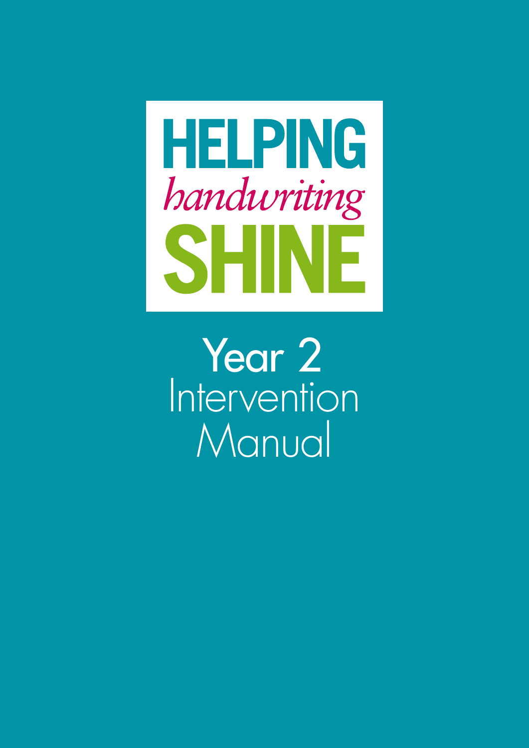# HELPING *handwriting* SHINE

## Year 2 Intervention Manual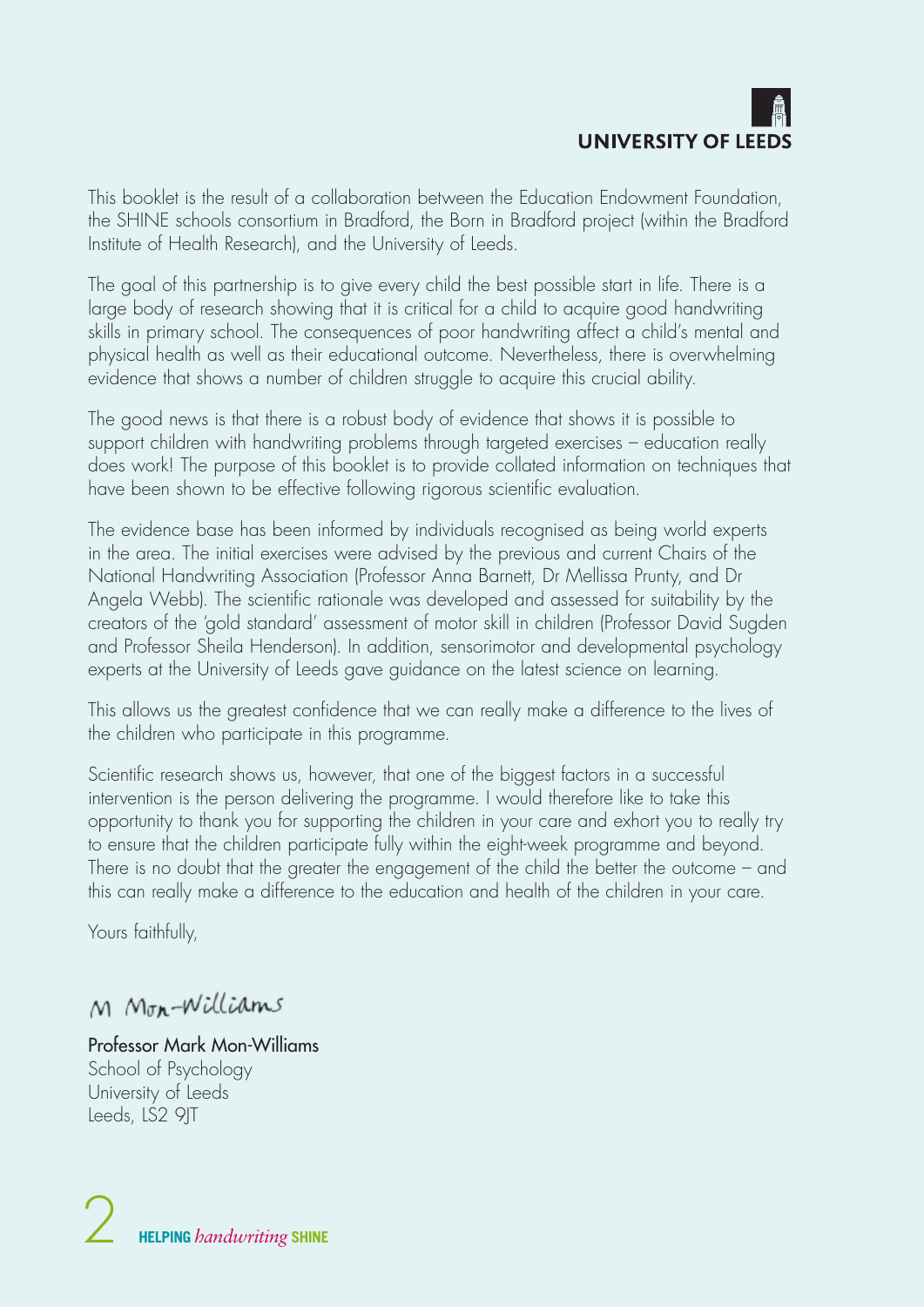UNIVERSITY OF LEEDS

This booklet is the result of a collaboration between the Education Endowment Foundation, the SHINE schools consortium in Bradford, the Born in Bradford project (within the Bradford Institute of Health Research), and the University of Leeds.

The goal of this partnership is to give every child the best possible start in life. There is a large body of research showing that it is critical for a child to acquire good handwriting skills in primary school. The consequences of poor handwriting affect a child's mental and physical health as well as their educational outcome. Nevertheless, there is overwhelming evidence that shows a number of children struggle to acquire this crucial ability.

The good news is that there is a robust body of evidence that shows it is possible to support children with handwriting problems through targeted exercises – education really does work! The purpose of this booklet is to provide collated information on techniques that have been shown to be effective following rigorous scientific evaluation.

The evidence base has been informed by individuals recognised as being world experts in the area. The initial exercises were advised by the previous and current Chairs of the National Handwriting Association (Professor Anna Barnett, Dr Mellissa Prunty, and Dr Angela Webb). The scientific rationale was developed and assessed for suitability by the creators of the 'gold standard' assessment of motor skill in children (Professor David Sugden and Professor Sheila Henderson). In addition, sensorimotor and developmental psychology experts at the University of Leeds gave guidance on the latest science on learning.

This allows us the greatest confidence that we can really make a difference to the lives of the children who participate in this programme.

Scientific research shows us, however, that one of the biggest factors in a successful intervention is the person delivering the programme. I would therefore like to take this opportunity to thank you for supporting the children in your care and exhort you to really try to ensure that the children participate fully within the eight-week programme and beyond. There is no doubt that the greater the engagement of the child the better the outcome – and this can really make a difference to the education and health of the children in your care.

Yours faithfully,

M Mon-Williams

**Professor Mark Mon-Williams**
School of Psychology
University of Leeds
Leeds, LS2 9JT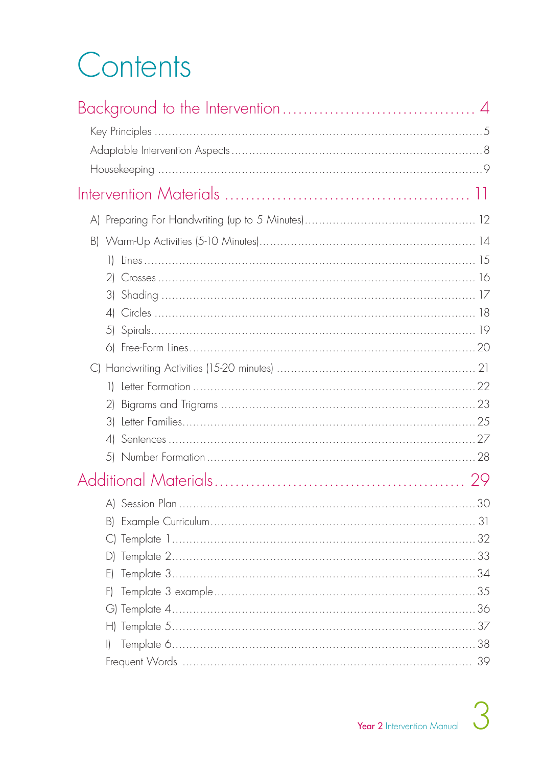# Contents

## Background to the Intervention ..... 4

- Key Principles ..... 5
- Adaptable Intervention Aspects ..... 8
- Housekeeping ..... 9

## Intervention Materials ..... 11

- A) Preparing For Handwriting (up to 5 Minutes) ..... 12
- B) Warm-Up Activities (5-10 Minutes) ..... 14
  1) Lines ..... 15
  2) Crosses ..... 16
  3) Shading ..... 17
  4) Circles ..... 18
  5) Spirals ..... 19
  6) Free-Form Lines ..... 20
- C) Handwriting Activities (15-20 minutes) ..... 21
  1) Letter Formation ..... 22
  2) Bigrams and Trigrams ..... 23
  3) Letter Families ..... 25
  4) Sentences ..... 27
  5) Number Formation ..... 28

## Additional Materials ..... 29

- A) Session Plan ..... 30
- B) Example Curriculum ..... 31
- C) Template 1 ..... 32
- D) Template 2 ..... 33
- E) Template 3 ..... 34
- F) Template 3 example ..... 35
- G) Template 4 ..... 36
- H) Template 5 ..... 37
- I) Template 6 ..... 38
- Frequent Words ..... 39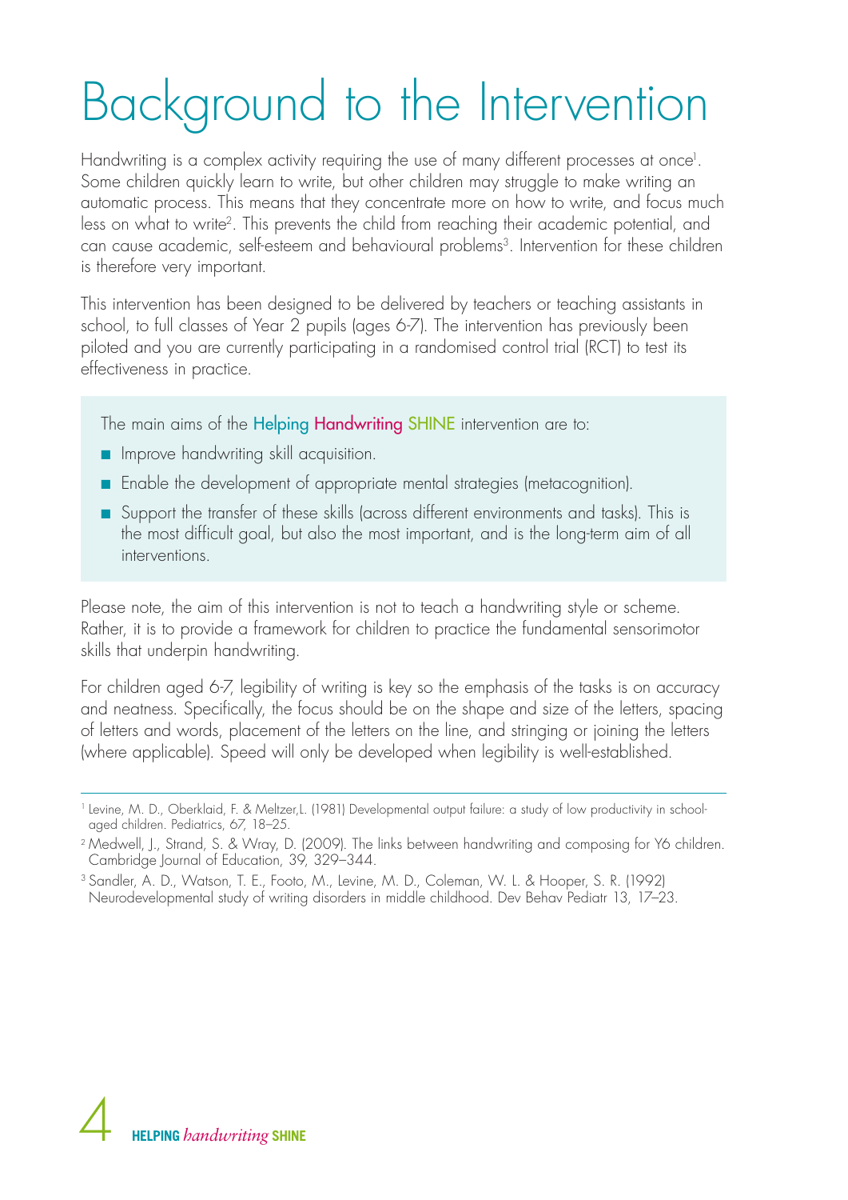# Background to the Intervention

Handwriting is a complex activity requiring the use of many different processes at once[1]. Some children quickly learn to write, but other children may struggle to make writing an automatic process. This means that they concentrate more on how to write, and focus much less on what to write[2]. This prevents the child from reaching their academic potential, and can cause academic, self-esteem and behavioural problems[3]. Intervention for these children is therefore very important.

This intervention has been designed to be delivered by teachers or teaching assistants in school, to full classes of Year 2 pupils (ages 6-7). The intervention has previously been piloted and you are currently participating in a randomised control trial (RCT) to test its effectiveness in practice.

The main aims of the Helping Handwriting SHINE intervention are to:

- Improve handwriting skill acquisition.
- Enable the development of appropriate mental strategies (metacognition).
- Support the transfer of these skills (across different environments and tasks). This is the most difficult goal, but also the most important, and is the long-term aim of all interventions.

Please note, the aim of this intervention is not to teach a handwriting style or scheme. Rather, it is to provide a framework for children to practice the fundamental sensorimotor skills that underpin handwriting.

For children aged 6-7, legibility of writing is key so the emphasis of the tasks is on accuracy and neatness. Specifically, the focus should be on the shape and size of the letters, spacing of letters and words, placement of the letters on the line, and stringing or joining the letters (where applicable). Speed will only be developed when legibility is well-established.

---

[1] Levine, M. D., Oberklaid, F. & Meltzer,L. (1981) Developmental output failure: a study of low productivity in school-aged children. Pediatrics, 67, 18–25.

[2] Medwell, J., Strand, S. & Wray, D. (2009). The links between handwriting and composing for Y6 children. Cambridge Journal of Education, 39, 329–344.

[3] Sandler, A. D., Watson, T. E., Footo, M., Levine, M. D., Coleman, W. L. & Hooper, S. R. (1992) Neurodevelopmental study of writing disorders in middle childhood. Dev Behav Pediatr 13, 17–23.